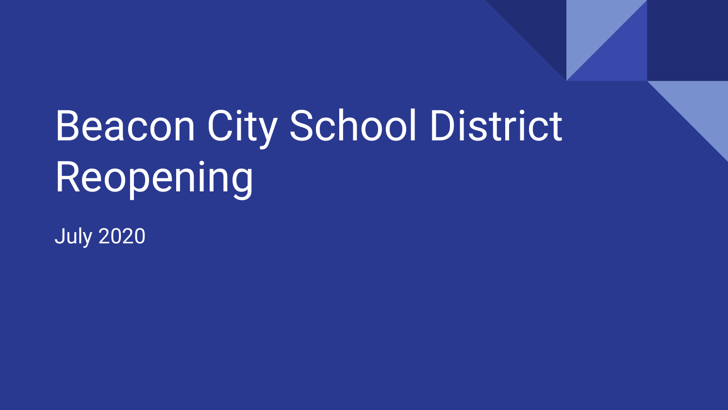# Beacon City School District Reopening

July 2020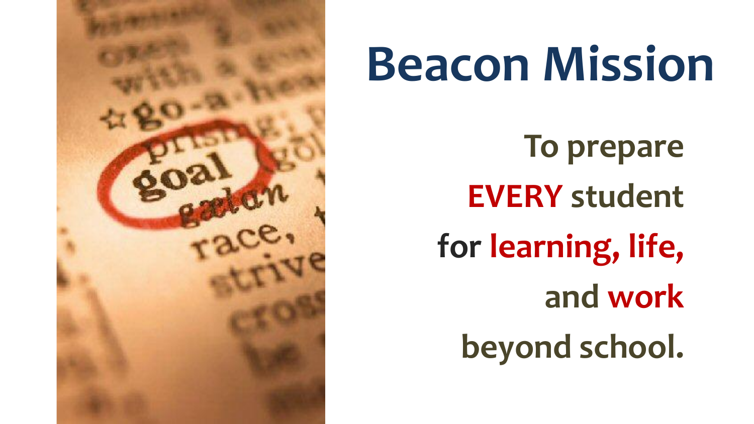# Beacon Mission

**To prepare**

**EVERY student**

**for learning, life,**

**and work**

**beyond school.**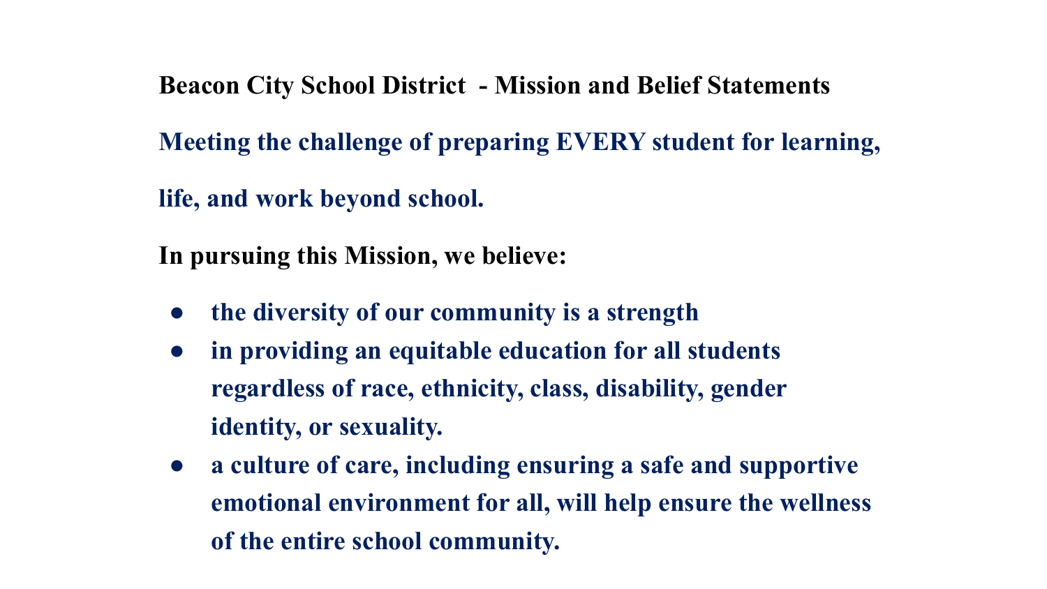**Beacon City School District - Mission and Belief Statements**

**Meeting the challenge of preparing EVERY student for learning, life, and work beyond school.**

**In pursuing this Mission, we believe:**

- **the diversity of our community is a strength**
- **in providing an equitable education for all students regardless of race, ethnicity, class, disability, gender identity, or sexuality.**
- **a culture of care, including ensuring a safe and supportive emotional environment for all, will help ensure the wellness of the entire school community.**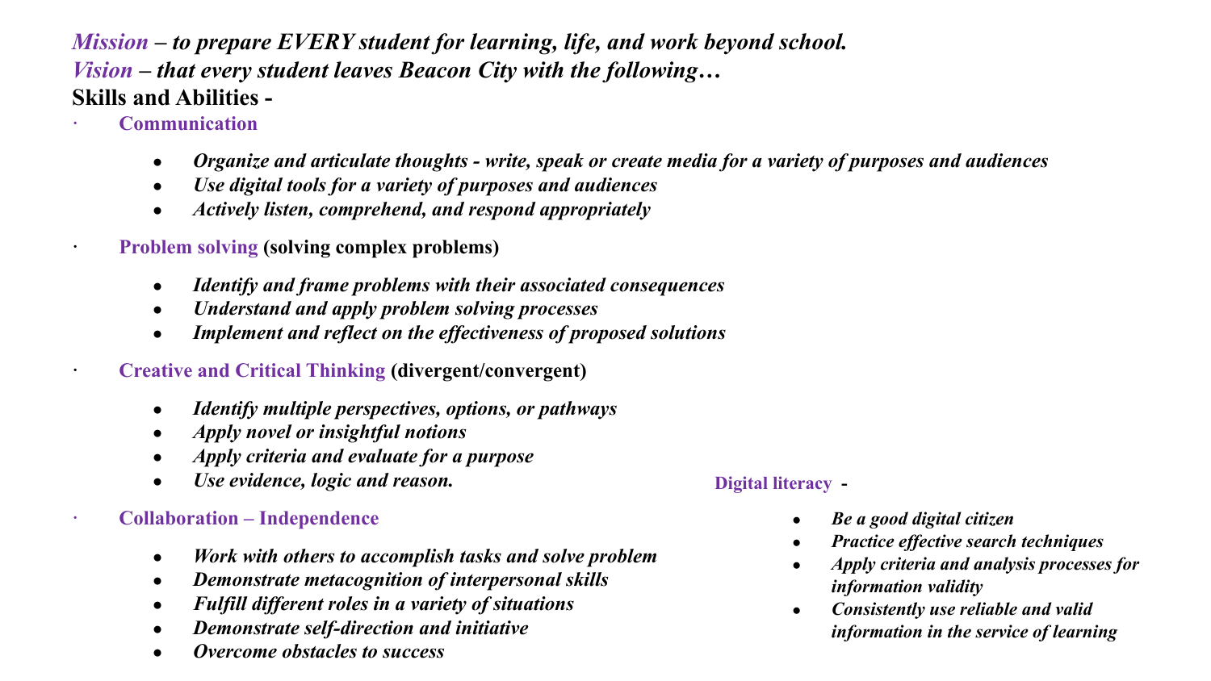***Mission* – to prepare EVERY student for learning, life, and work beyond school.**

***Vision* – that every student leaves Beacon City with the following…**

**Skills and Abilities -**

- **Communication**
  - ***Organize and articulate thoughts - write, speak or create media for a variety of purposes and audiences***
  - ***Use digital tools for a variety of purposes and audiences***
  - ***Actively listen, comprehend, and respond appropriately***
- **Problem solving (solving complex problems)**
  - ***Identify and frame problems with their associated consequences***
  - ***Understand and apply problem solving processes***
  - ***Implement and reflect on the effectiveness of proposed solutions***
- **Creative and Critical Thinking (divergent/convergent)**
  - ***Identify multiple perspectives, options, or pathways***
  - ***Apply novel or insightful notions***
  - ***Apply criteria and evaluate for a purpose***
  - ***Use evidence, logic and reason.***
- **Collaboration – Independence**
  - ***Work with others to accomplish tasks and solve problem***
  - ***Demonstrate metacognition of interpersonal skills***
  - ***Fulfill different roles in a variety of situations***
  - ***Demonstrate self-direction and initiative***
  - ***Overcome obstacles to success***

**Digital literacy -**

- ***Be a good digital citizen***
- ***Practice effective search techniques***
- ***Apply criteria and analysis processes for information validity***
- ***Consistently use reliable and valid information in the service of learning***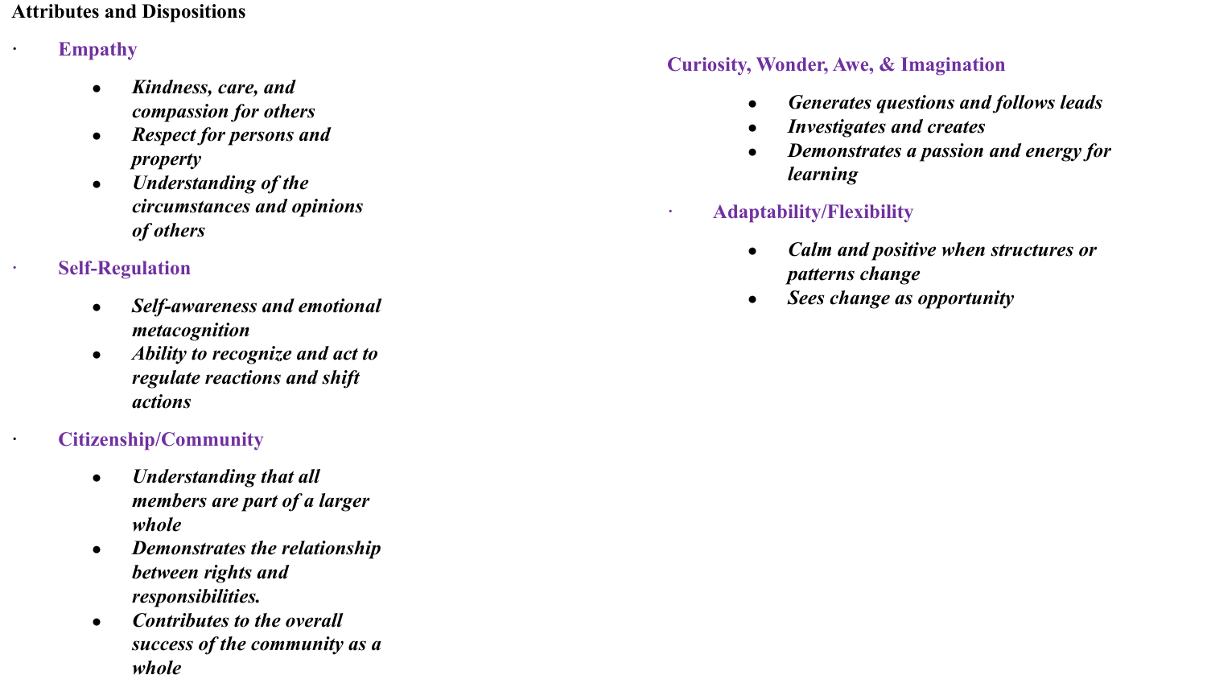**Attributes and Dispositions**

### Empathy

- ***Kindness, care, and compassion for others***
- ***Respect for persons and property***
- ***Understanding of the circumstances and opinions of others***

### Self-Regulation

- ***Self-awareness and emotional metacognition***
- ***Ability to recognize and act to regulate reactions and shift actions***

### Citizenship/Community

- ***Understanding that all members are part of a larger whole***
- ***Demonstrates the relationship between rights and responsibilities.***
- ***Contributes to the overall success of the community as a whole***

### Curiosity, Wonder, Awe, & Imagination

- ***Generates questions and follows leads***
- ***Investigates and creates***
- ***Demonstrates a passion and energy for learning***

### Adaptability/Flexibility

- ***Calm and positive when structures or patterns change***
- ***Sees change as opportunity***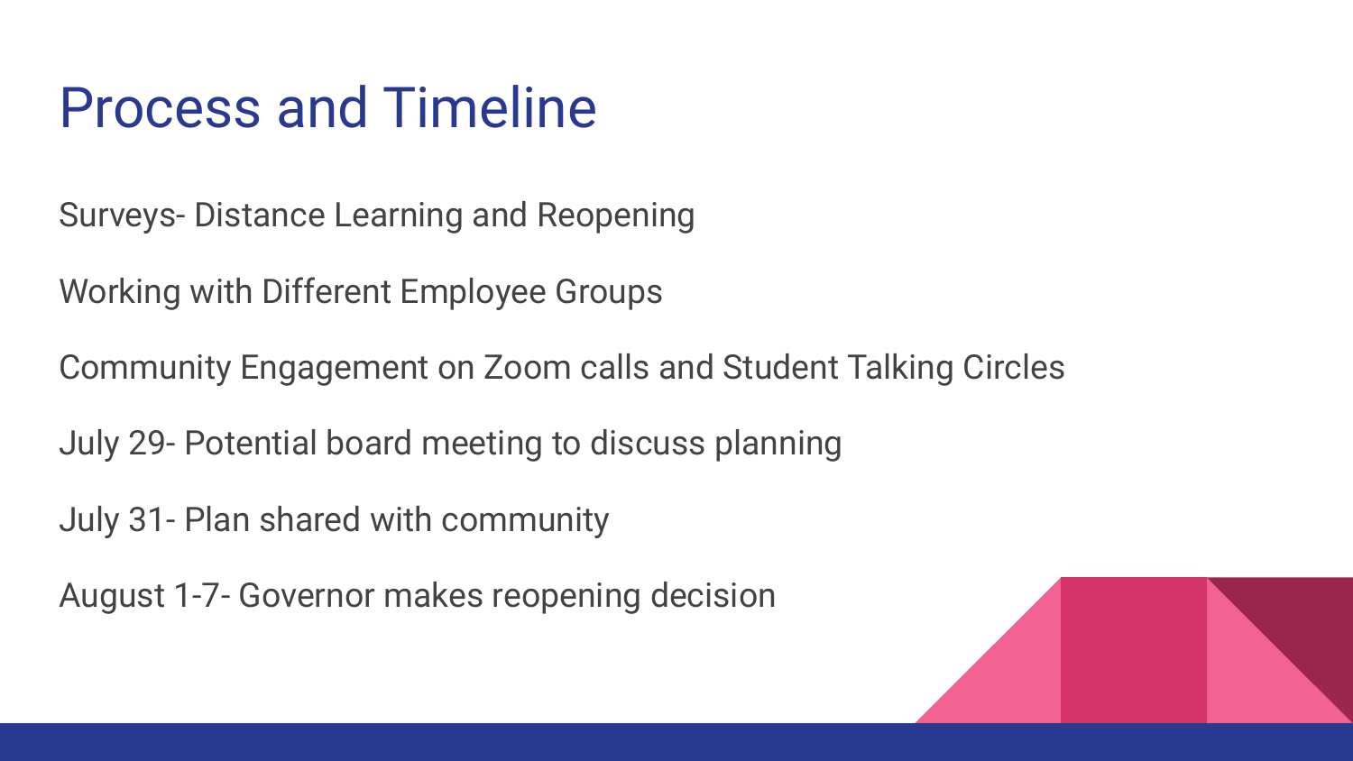# Process and Timeline

Surveys- Distance Learning and Reopening

Working with Different Employee Groups

Community Engagement on Zoom calls and Student Talking Circles

July 29- Potential board meeting to discuss planning

July 31- Plan shared with community

August 1-7- Governor makes reopening decision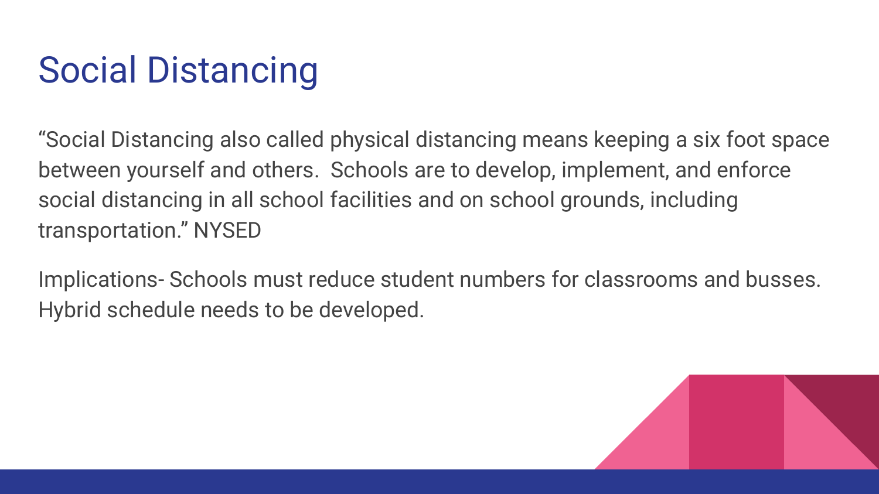# Social Distancing

“Social Distancing also called physical distancing means keeping a six foot space between yourself and others.  Schools are to develop, implement, and enforce social distancing in all school facilities and on school grounds, including transportation.” NYSED

Implications- Schools must reduce student numbers for classrooms and busses. Hybrid schedule needs to be developed.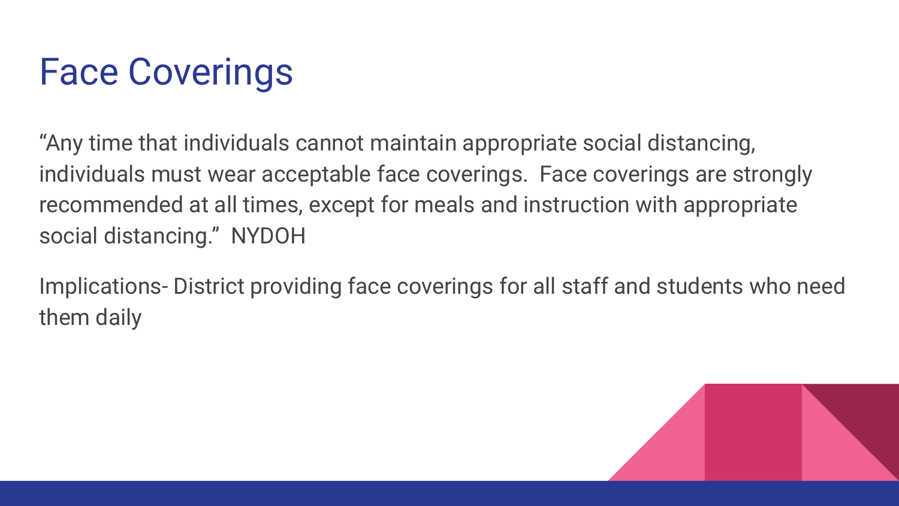# Face Coverings

“Any time that individuals cannot maintain appropriate social distancing, individuals must wear acceptable face coverings. Face coverings are strongly recommended at all times, except for meals and instruction with appropriate social distancing.” NYDOH

Implications- District providing face coverings for all staff and students who need them daily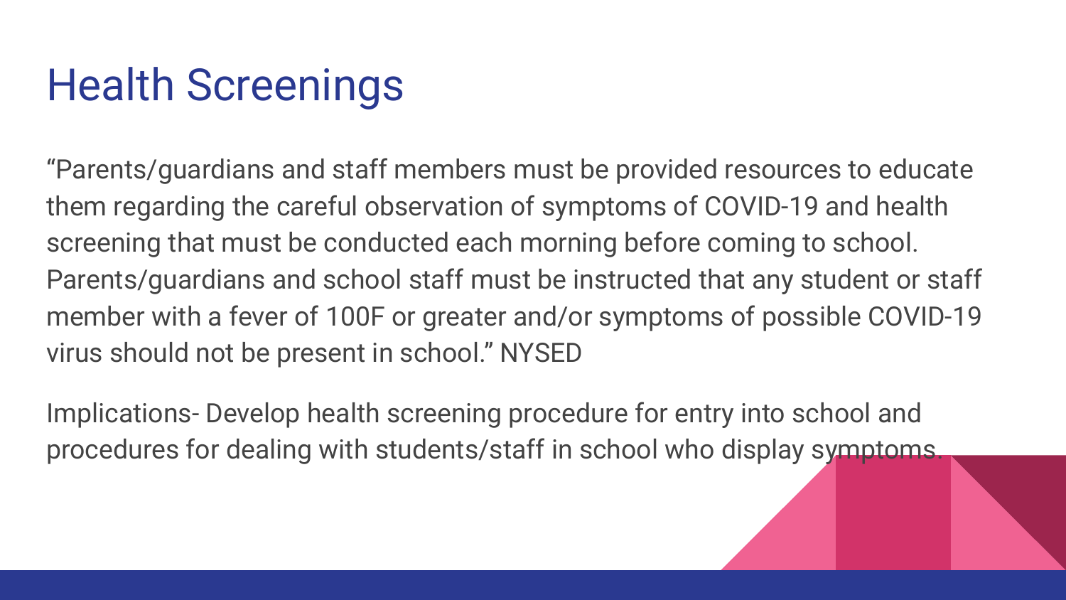# Health Screenings

“Parents/guardians and staff members must be provided resources to educate them regarding the careful observation of symptoms of COVID-19 and health screening that must be conducted each morning before coming to school. Parents/guardians and school staff must be instructed that any student or staff member with a fever of 100F or greater and/or symptoms of possible COVID-19 virus should not be present in school.” NYSED

Implications- Develop health screening procedure for entry into school and procedures for dealing with students/staff in school who display symptoms.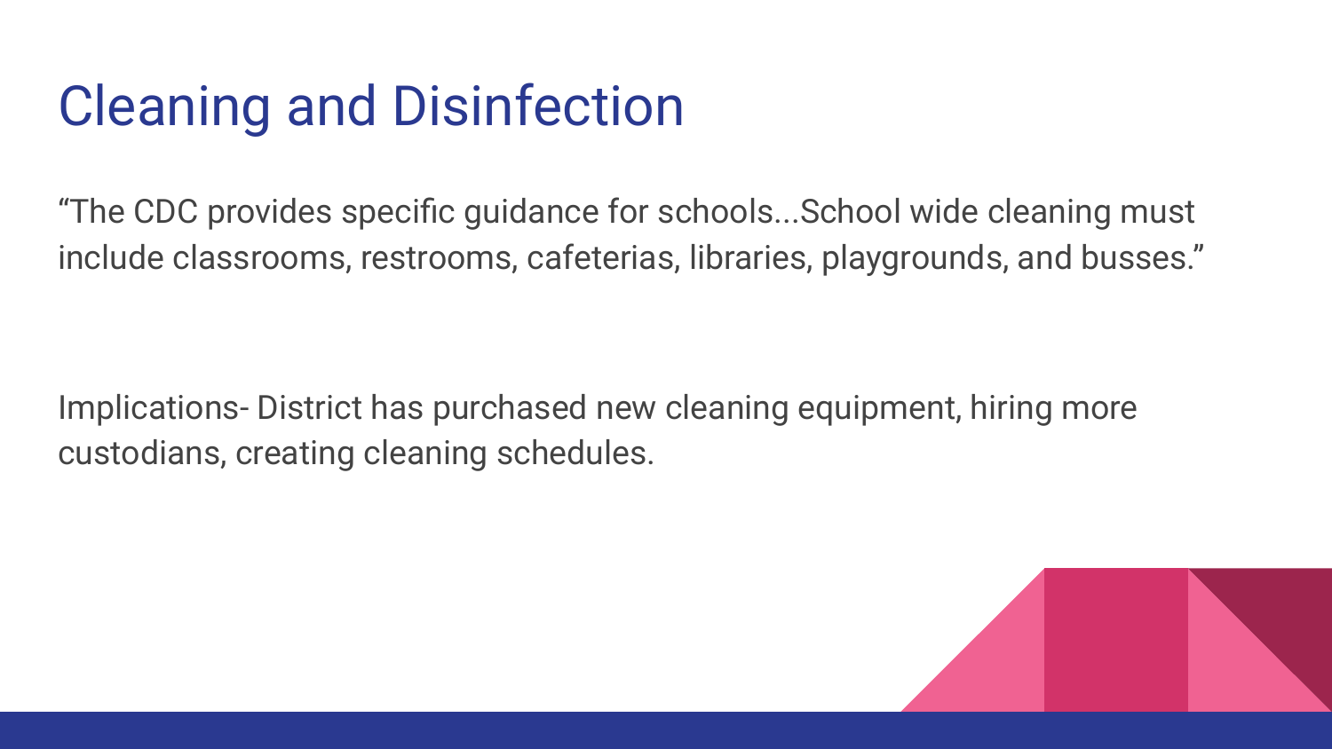# Cleaning and Disinfection

"The CDC provides specific guidance for schools...School wide cleaning must include classrooms, restrooms, cafeterias, libraries, playgrounds, and busses."

Implications- District has purchased new cleaning equipment, hiring more custodians, creating cleaning schedules.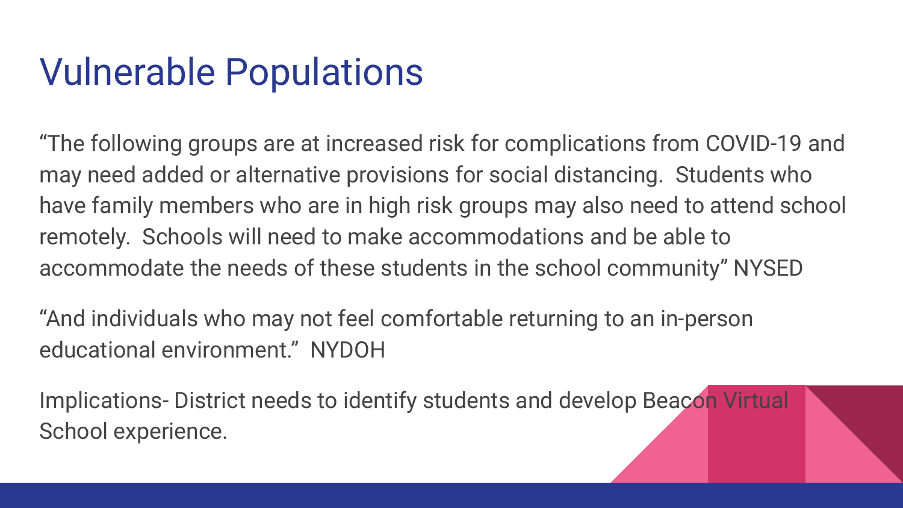# Vulnerable Populations

“The following groups are at increased risk for complications from COVID-19 and may need added or alternative provisions for social distancing.  Students who have family members who are in high risk groups may also need to attend school remotely.  Schools will need to make accommodations and be able to accommodate the needs of these students in the school community” NYSED

“And individuals who may not feel comfortable returning to an in-person educational environment.”  NYDOH

Implications- District needs to identify students and develop Beacon Virtual School experience.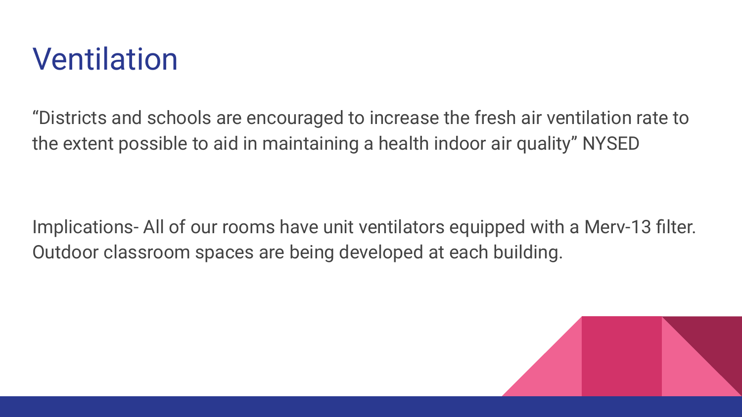# Ventilation

"Districts and schools are encouraged to increase the fresh air ventilation rate to the extent possible to aid in maintaining a health indoor air quality" NYSED

Implications- All of our rooms have unit ventilators equipped with a Merv-13 filter. Outdoor classroom spaces are being developed at each building.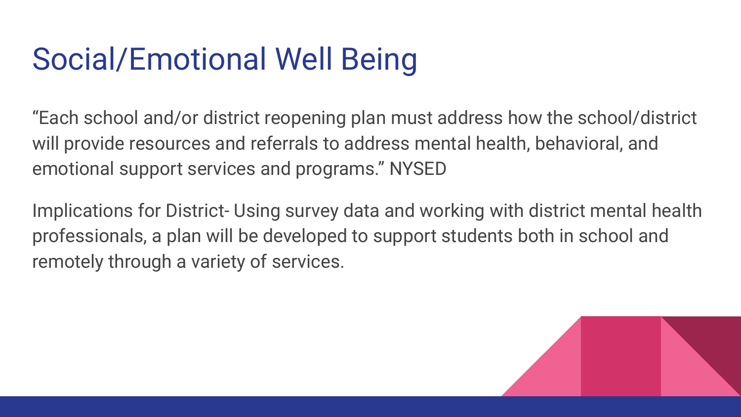# Social/Emotional Well Being

“Each school and/or district reopening plan must address how the school/district will provide resources and referrals to address mental health, behavioral, and emotional support services and programs.” NYSED

Implications for District- Using survey data and working with district mental health professionals, a plan will be developed to support students both in school and remotely through a variety of services.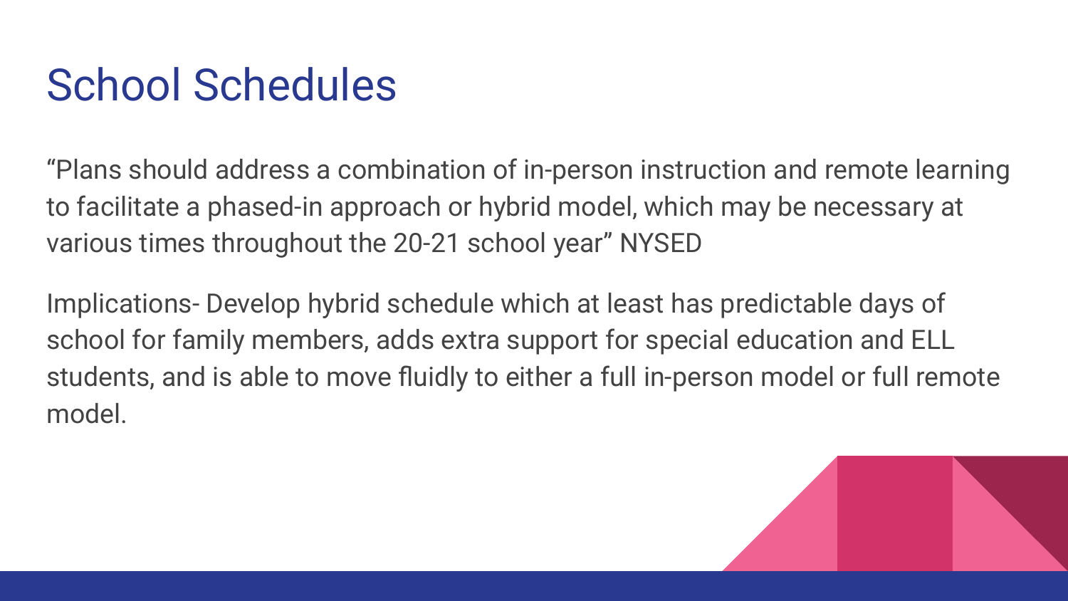# School Schedules

“Plans should address a combination of in-person instruction and remote learning to facilitate a phased-in approach or hybrid model, which may be necessary at various times throughout the 20-21 school year” NYSED

Implications- Develop hybrid schedule which at least has predictable days of school for family members, adds extra support for special education and ELL students, and is able to move fluidly to either a full in-person model or full remote model.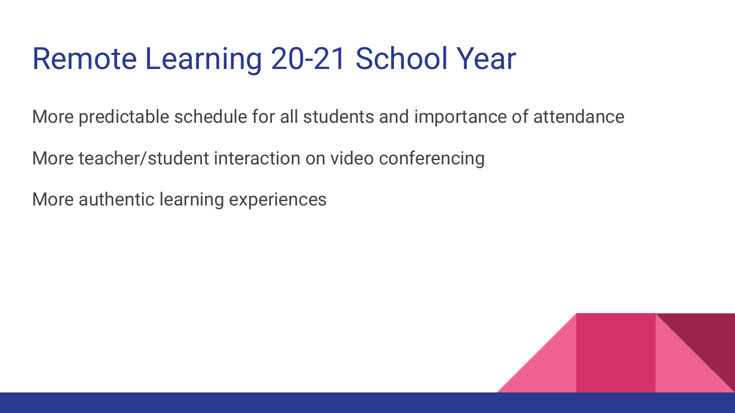# Remote Learning 20-21 School Year

More predictable schedule for all students and importance of attendance

More teacher/student interaction on video conferencing

More authentic learning experiences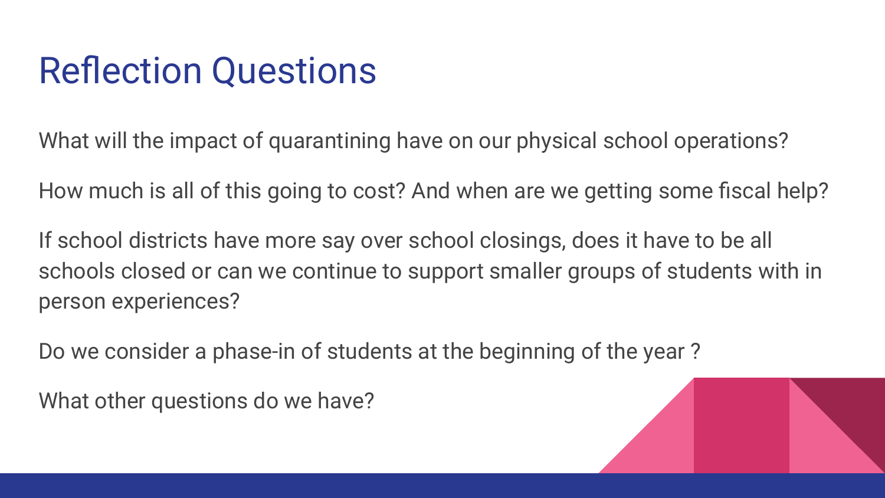# Reflection Questions

What will the impact of quarantining have on our physical school operations?

How much is all of this going to cost? And when are we getting some fiscal help?

If school districts have more say over school closings, does it have to be all schools closed or can we continue to support smaller groups of students with in person experiences?

Do we consider a phase-in of students at the beginning of the year ?

What other questions do we have?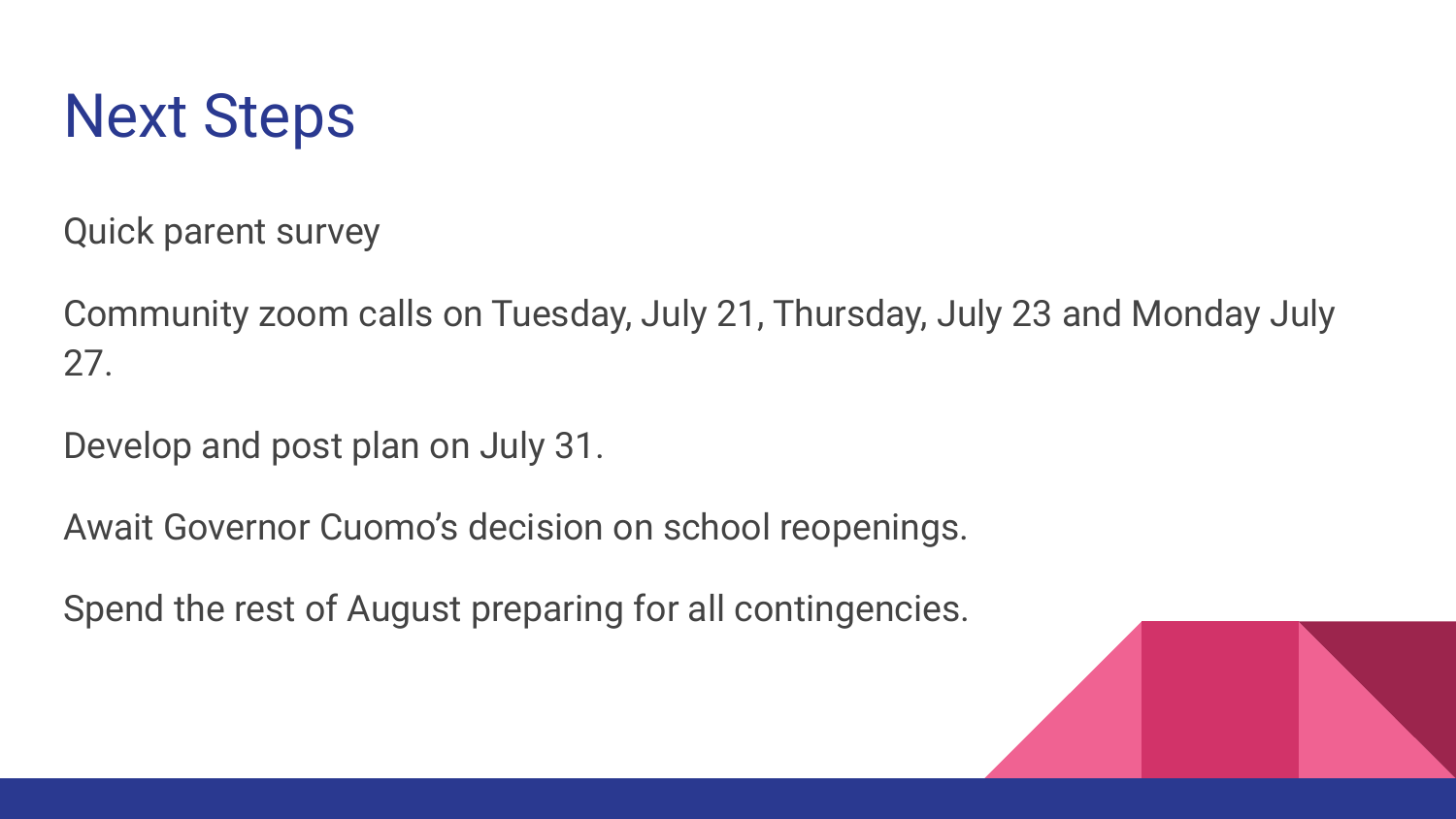# Next Steps

Quick parent survey

Community zoom calls on Tuesday, July 21, Thursday, July 23 and Monday July 27.

Develop and post plan on July 31.

Await Governor Cuomo's decision on school reopenings.

Spend the rest of August preparing for all contingencies.